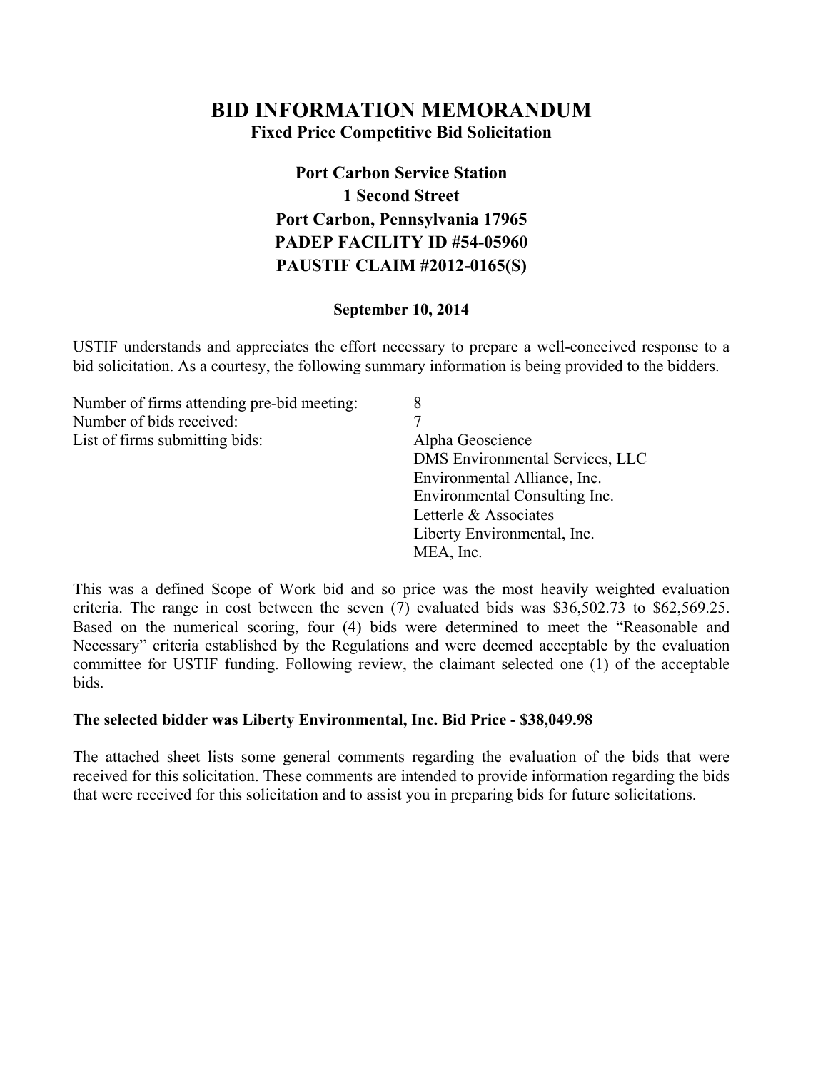# BID INFORMATION MEMORANDUM

**Fixed Price Competitive Bid Solicitation**

**Port Carbon Service Station**
**1 Second Street**
**Port Carbon, Pennsylvania 17965**
**PADEP FACILITY ID #54-05960**
**PAUSTIF CLAIM #2012-0165(S)**

**September 10, 2014**

USTIF understands and appreciates the effort necessary to prepare a well-conceived response to a bid solicitation. As a courtesy, the following summary information is being provided to the bidders.

| | |
|---|---|
| Number of firms attending pre-bid meeting: | 8 |
| Number of bids received: | 7 |
| List of firms submitting bids: | Alpha Geoscience<br>DMS Environmental Services, LLC<br>Environmental Alliance, Inc.<br>Environmental Consulting Inc.<br>Letterle & Associates<br>Liberty Environmental, Inc.<br>MEA, Inc. |

This was a defined Scope of Work bid and so price was the most heavily weighted evaluation criteria. The range in cost between the seven (7) evaluated bids was $36,502.73 to $62,569.25. Based on the numerical scoring, four (4) bids were determined to meet the "Reasonable and Necessary" criteria established by the Regulations and were deemed acceptable by the evaluation committee for USTIF funding. Following review, the claimant selected one (1) of the acceptable bids.

**The selected bidder was Liberty Environmental, Inc. Bid Price - $38,049.98**

The attached sheet lists some general comments regarding the evaluation of the bids that were received for this solicitation. These comments are intended to provide information regarding the bids that were received for this solicitation and to assist you in preparing bids for future solicitations.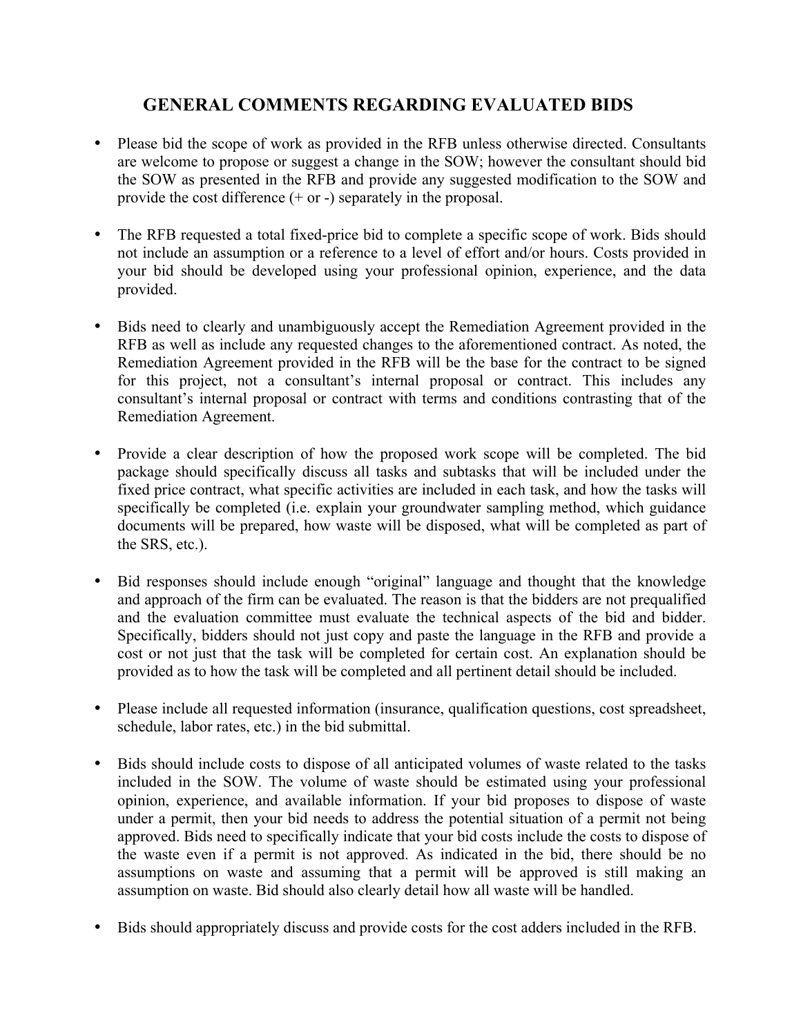# GENERAL COMMENTS REGARDING EVALUATED BIDS

- Please bid the scope of work as provided in the RFB unless otherwise directed. Consultants are welcome to propose or suggest a change in the SOW; however the consultant should bid the SOW as presented in the RFB and provide any suggested modification to the SOW and provide the cost difference (+ or -) separately in the proposal.

- The RFB requested a total fixed-price bid to complete a specific scope of work. Bids should not include an assumption or a reference to a level of effort and/or hours. Costs provided in your bid should be developed using your professional opinion, experience, and the data provided.

- Bids need to clearly and unambiguously accept the Remediation Agreement provided in the RFB as well as include any requested changes to the aforementioned contract. As noted, the Remediation Agreement provided in the RFB will be the base for the contract to be signed for this project, not a consultant's internal proposal or contract. This includes any consultant's internal proposal or contract with terms and conditions contrasting that of the Remediation Agreement.

- Provide a clear description of how the proposed work scope will be completed. The bid package should specifically discuss all tasks and subtasks that will be included under the fixed price contract, what specific activities are included in each task, and how the tasks will specifically be completed (i.e. explain your groundwater sampling method, which guidance documents will be prepared, how waste will be disposed, what will be completed as part of the SRS, etc.).

- Bid responses should include enough "original" language and thought that the knowledge and approach of the firm can be evaluated. The reason is that the bidders are not prequalified and the evaluation committee must evaluate the technical aspects of the bid and bidder. Specifically, bidders should not just copy and paste the language in the RFB and provide a cost or not just that the task will be completed for certain cost. An explanation should be provided as to how the task will be completed and all pertinent detail should be included.

- Please include all requested information (insurance, qualification questions, cost spreadsheet, schedule, labor rates, etc.) in the bid submittal.

- Bids should include costs to dispose of all anticipated volumes of waste related to the tasks included in the SOW. The volume of waste should be estimated using your professional opinion, experience, and available information. If your bid proposes to dispose of waste under a permit, then your bid needs to address the potential situation of a permit not being approved. Bids need to specifically indicate that your bid costs include the costs to dispose of the waste even if a permit is not approved. As indicated in the bid, there should be no assumptions on waste and assuming that a permit will be approved is still making an assumption on waste. Bid should also clearly detail how all waste will be handled.

- Bids should appropriately discuss and provide costs for the cost adders included in the RFB.